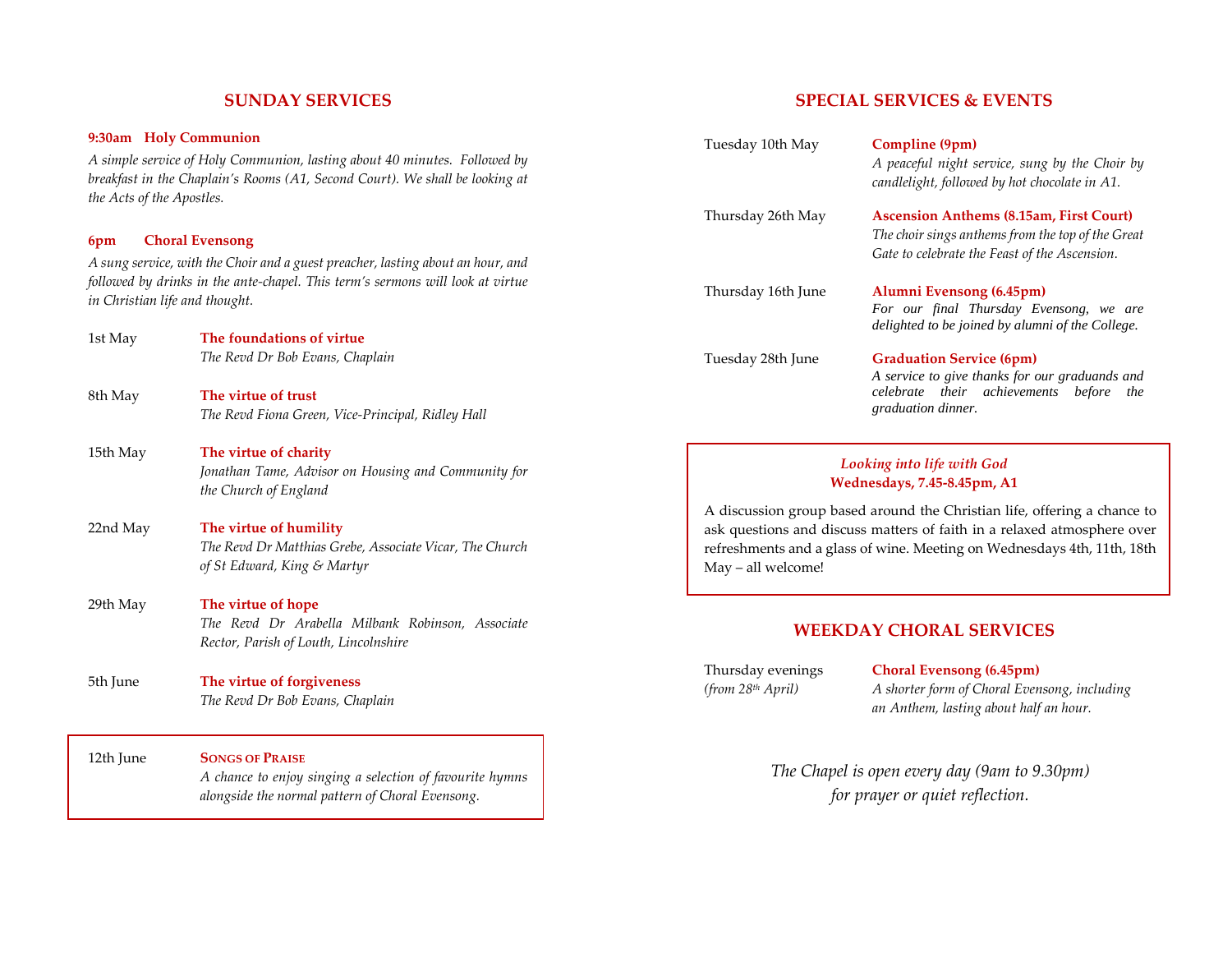## SUNDAY SERVICES

**9:30am Holy Communion**

*A simple service of Holy Communion, lasting about 40 minutes. Followed by breakfast in the Chaplain's Rooms (A1, Second Court). We shall be looking at the Acts of the Apostles.*

**6pm Choral Evensong**

*A sung service, with the Choir and a guest preacher, lasting about an hour, and followed by drinks in the ante-chapel. This term's sermons will look at virtue in Christian life and thought.*

| Date | Sermon |
| --- | --- |
| 1st May | **The foundations of virtue** *The Revd Dr Bob Evans, Chaplain* |
| 8th May | **The virtue of trust** *The Revd Fiona Green, Vice-Principal, Ridley Hall* |
| 15th May | **The virtue of charity** *Jonathan Tame, Advisor on Housing and Community for the Church of England* |
| 22nd May | **The virtue of humility** *The Revd Dr Matthias Grebe, Associate Vicar, The Church of St Edward, King & Martyr* |
| 29th May | **The virtue of hope** *The Revd Dr Arabella Milbank Robinson, Associate Rector, Parish of Louth, Lincolnshire* |
| 5th June | **The virtue of forgiveness** *The Revd Dr Bob Evans, Chaplain* |

12th June **SONGS OF PRAISE**
*A chance to enjoy singing a selection of favourite hymns alongside the normal pattern of Choral Evensong.*

## SPECIAL SERVICES & EVENTS

| Date | Event |
| --- | --- |
| Tuesday 10th May | **Compline (9pm)** *A peaceful night service, sung by the Choir by candlelight, followed by hot chocolate in A1.* |
| Thursday 26th May | **Ascension Anthems (8.15am, First Court)** *The choir sings anthems from the top of the Great Gate to celebrate the Feast of the Ascension.* |
| Thursday 16th June | **Alumni Evensong (6.45pm)** *For our final Thursday Evensong, we are delighted to be joined by alumni of the College.* |
| Tuesday 28th June | **Graduation Service (6pm)** *A service to give thanks for our graduands and celebrate their achievements before the graduation dinner.* |

*Looking into life with God*
**Wednesdays, 7.45-8.45pm, A1**

A discussion group based around the Christian life, offering a chance to ask questions and discuss matters of faith in a relaxed atmosphere over refreshments and a glass of wine. Meeting on Wednesdays 4th, 11th, 18th May – all welcome!

## WEEKDAY CHORAL SERVICES

Thursday evenings *(from 28th April)*

**Choral Evensong (6.45pm)**
*A shorter form of Choral Evensong, including an Anthem, lasting about half an hour.*

*The Chapel is open every day (9am to 9.30pm) for prayer or quiet reflection.*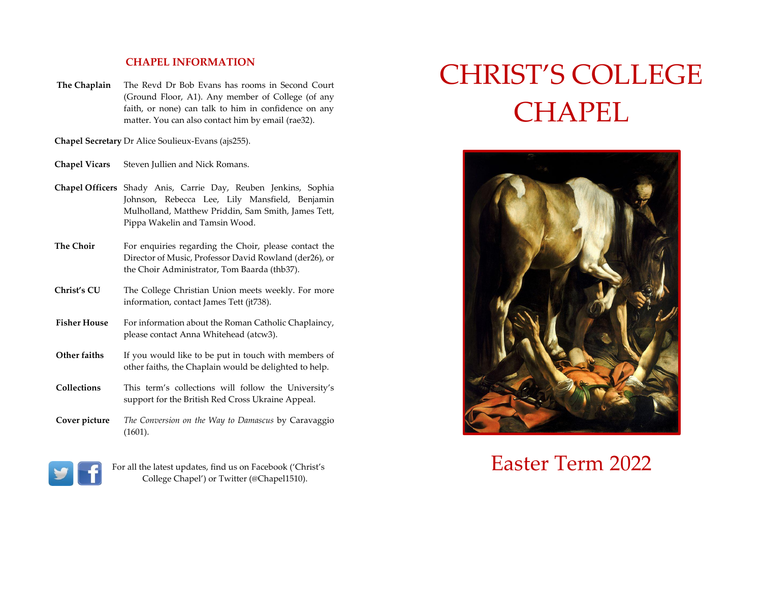## CHAPEL INFORMATION

**The Chaplain** The Revd Dr Bob Evans has rooms in Second Court (Ground Floor, A1). Any member of College (of any faith, or none) can talk to him in confidence on any matter. You can also contact him by email (rae32).

**Chapel Secretary** Dr Alice Soulieux-Evans (ajs255).

**Chapel Vicars** Steven Jullien and Nick Romans.

**Chapel Officers** Shady Anis, Carrie Day, Reuben Jenkins, Sophia Johnson, Rebecca Lee, Lily Mansfield, Benjamin Mulholland, Matthew Priddin, Sam Smith, James Tett, Pippa Wakelin and Tamsin Wood.

**The Choir** For enquiries regarding the Choir, please contact the Director of Music, Professor David Rowland (der26), or the Choir Administrator, Tom Baarda (thb37).

**Christ's CU** The College Christian Union meets weekly. For more information, contact James Tett (jt738).

**Fisher House** For information about the Roman Catholic Chaplaincy, please contact Anna Whitehead (atcw3).

**Other faiths** If you would like to be put in touch with members of other faiths, the Chaplain would be delighted to help.

**Collections** This term's collections will follow the University's support for the British Red Cross Ukraine Appeal.

**Cover picture** *The Conversion on the Way to Damascus* by Caravaggio (1601).

For all the latest updates, find us on Facebook ('Christ's College Chapel') or Twitter (@Chapel1510).

# CHRIST'S COLLEGE CHAPEL

## Easter Term 2022